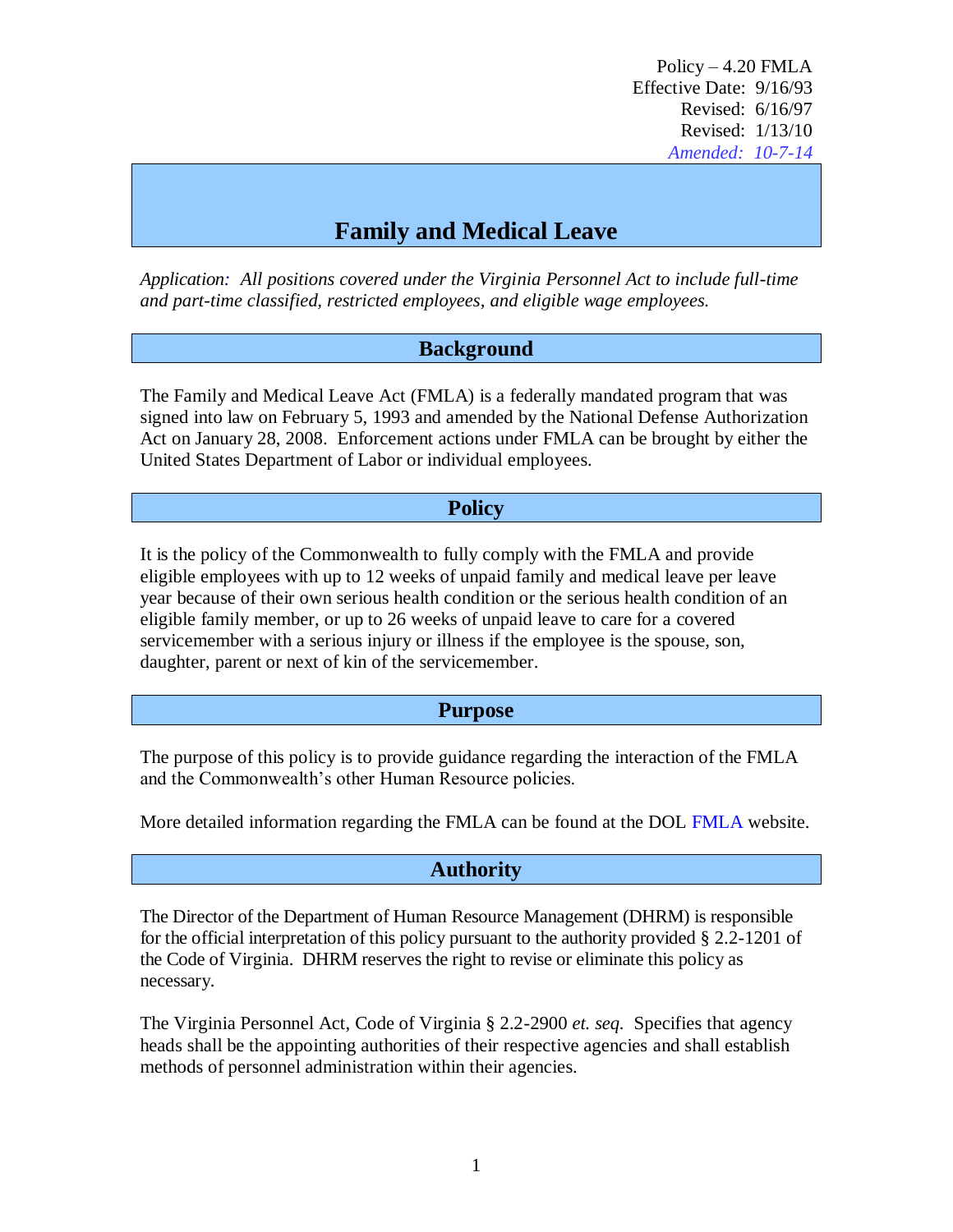Policy – 4.20 FMLA
Effective Date: 9/16/93
Revised: 6/16/97
Revised: 1/13/10
*Amended: 10-7-14*

# Family and Medical Leave

*Application: All positions covered under the Virginia Personnel Act to include full-time and part-time classified, restricted employees, and eligible wage employees.*

## Background

The Family and Medical Leave Act (FMLA) is a federally mandated program that was signed into law on February 5, 1993 and amended by the National Defense Authorization Act on January 28, 2008. Enforcement actions under FMLA can be brought by either the United States Department of Labor or individual employees.

## Policy

It is the policy of the Commonwealth to fully comply with the FMLA and provide eligible employees with up to 12 weeks of unpaid family and medical leave per leave year because of their own serious health condition or the serious health condition of an eligible family member, or up to 26 weeks of unpaid leave to care for a covered servicemember with a serious injury or illness if the employee is the spouse, son, daughter, parent or next of kin of the servicemember.

## Purpose

The purpose of this policy is to provide guidance regarding the interaction of the FMLA and the Commonwealth's other Human Resource policies.

More detailed information regarding the FMLA can be found at the DOL FMLA website.

## Authority

The Director of the Department of Human Resource Management (DHRM) is responsible for the official interpretation of this policy pursuant to the authority provided § 2.2-1201 of the Code of Virginia. DHRM reserves the right to revise or eliminate this policy as necessary.

The Virginia Personnel Act, Code of Virginia § 2.2-2900 *et. seq.* Specifies that agency heads shall be the appointing authorities of their respective agencies and shall establish methods of personnel administration within their agencies.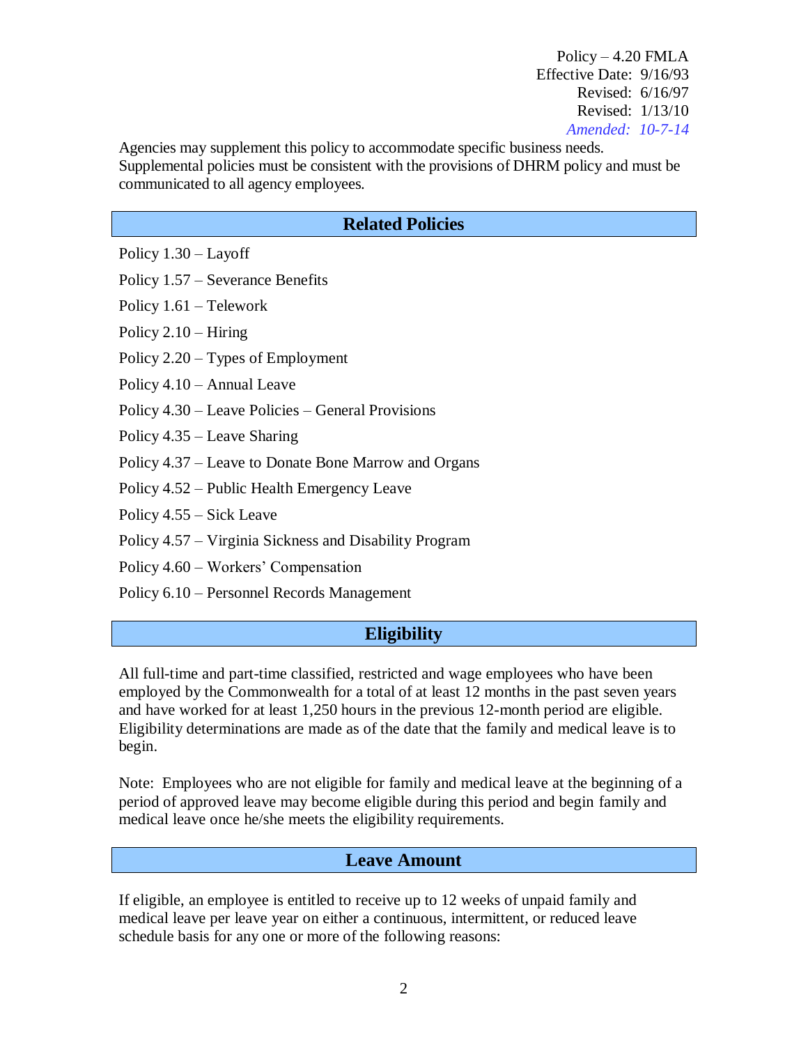Policy – 4.20 FMLA
Effective Date: 9/16/93
Revised: 6/16/97
Revised: 1/13/10
*Amended: 10-7-14*

Agencies may supplement this policy to accommodate specific business needs. Supplemental policies must be consistent with the provisions of DHRM policy and must be communicated to all agency employees.

## Related Policies

Policy 1.30 – Layoff

Policy 1.57 – Severance Benefits

Policy 1.61 – Telework

Policy 2.10 – Hiring

Policy 2.20 – Types of Employment

Policy 4.10 – Annual Leave

Policy 4.30 – Leave Policies – General Provisions

Policy 4.35 – Leave Sharing

Policy 4.37 – Leave to Donate Bone Marrow and Organs

Policy 4.52 – Public Health Emergency Leave

Policy 4.55 – Sick Leave

Policy 4.57 – Virginia Sickness and Disability Program

Policy 4.60 – Workers' Compensation

Policy 6.10 – Personnel Records Management

## Eligibility

All full-time and part-time classified, restricted and wage employees who have been employed by the Commonwealth for a total of at least 12 months in the past seven years and have worked for at least 1,250 hours in the previous 12-month period are eligible. Eligibility determinations are made as of the date that the family and medical leave is to begin.

Note: Employees who are not eligible for family and medical leave at the beginning of a period of approved leave may become eligible during this period and begin family and medical leave once he/she meets the eligibility requirements.

## Leave Amount

If eligible, an employee is entitled to receive up to 12 weeks of unpaid family and medical leave per leave year on either a continuous, intermittent, or reduced leave schedule basis for any one or more of the following reasons: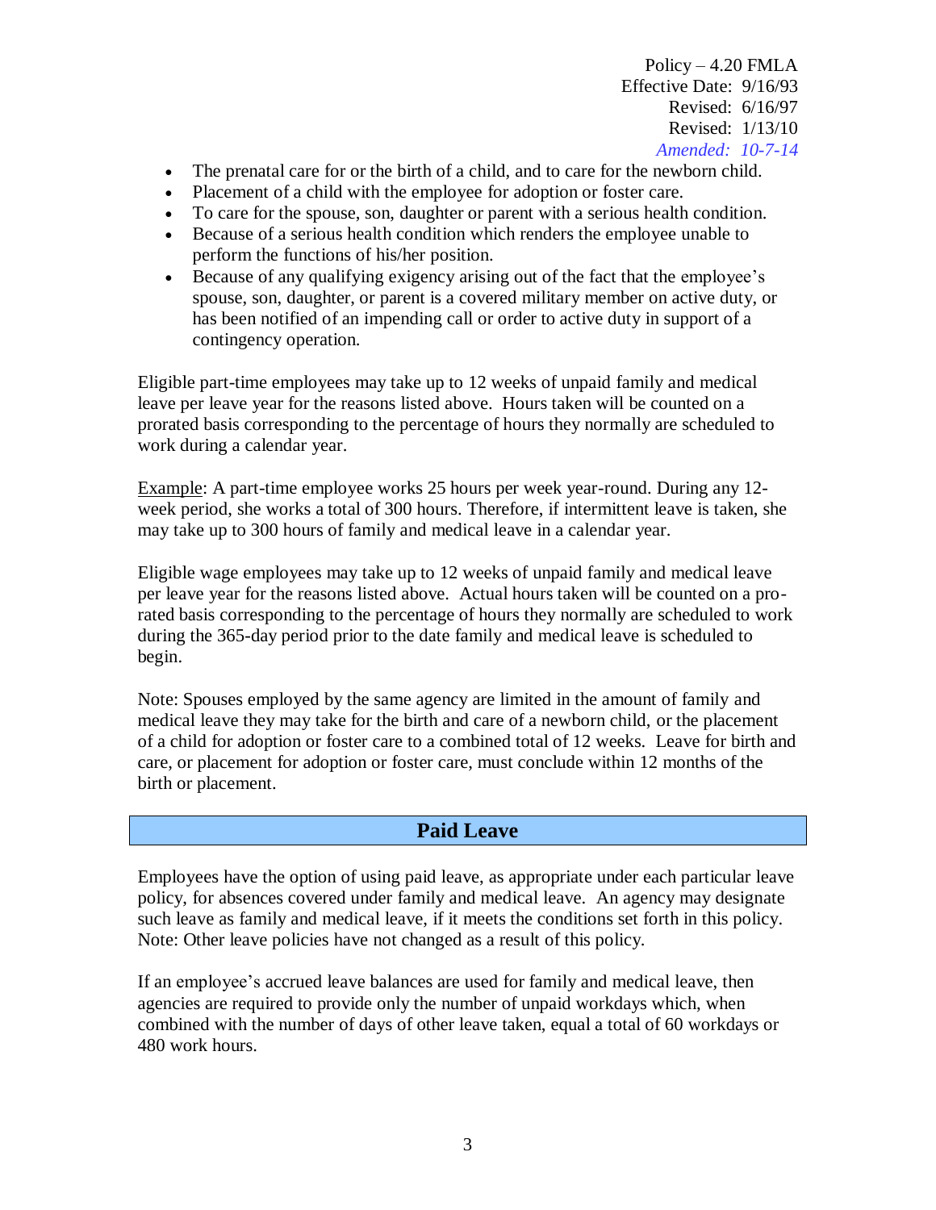- The prenatal care for or the birth of a child, and to care for the newborn child.
- Placement of a child with the employee for adoption or foster care.
- To care for the spouse, son, daughter or parent with a serious health condition.
- Because of a serious health condition which renders the employee unable to perform the functions of his/her position.
- Because of any qualifying exigency arising out of the fact that the employee's spouse, son, daughter, or parent is a covered military member on active duty, or has been notified of an impending call or order to active duty in support of a contingency operation.

Eligible part-time employees may take up to 12 weeks of unpaid family and medical leave per leave year for the reasons listed above. Hours taken will be counted on a prorated basis corresponding to the percentage of hours they normally are scheduled to work during a calendar year.

Example: A part-time employee works 25 hours per week year-round. During any 12-week period, she works a total of 300 hours. Therefore, if intermittent leave is taken, she may take up to 300 hours of family and medical leave in a calendar year.

Eligible wage employees may take up to 12 weeks of unpaid family and medical leave per leave year for the reasons listed above. Actual hours taken will be counted on a pro-rated basis corresponding to the percentage of hours they normally are scheduled to work during the 365-day period prior to the date family and medical leave is scheduled to begin.

Note: Spouses employed by the same agency are limited in the amount of family and medical leave they may take for the birth and care of a newborn child, or the placement of a child for adoption or foster care to a combined total of 12 weeks. Leave for birth and care, or placement for adoption or foster care, must conclude within 12 months of the birth or placement.

## Paid Leave

Employees have the option of using paid leave, as appropriate under each particular leave policy, for absences covered under family and medical leave. An agency may designate such leave as family and medical leave, if it meets the conditions set forth in this policy. Note: Other leave policies have not changed as a result of this policy.

If an employee's accrued leave balances are used for family and medical leave, then agencies are required to provide only the number of unpaid workdays which, when combined with the number of days of other leave taken, equal a total of 60 workdays or 480 work hours.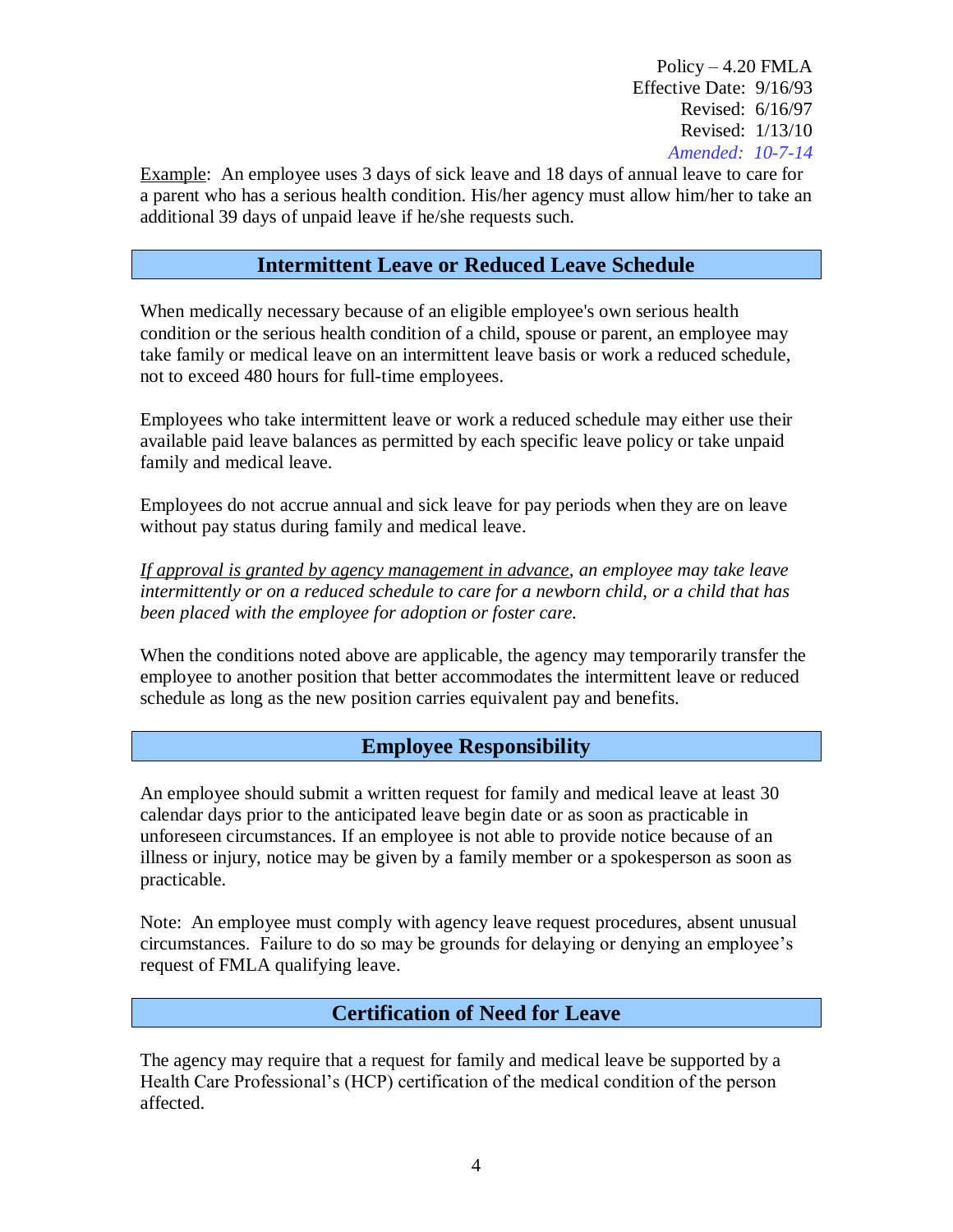Example: An employee uses 3 days of sick leave and 18 days of annual leave to care for a parent who has a serious health condition. His/her agency must allow him/her to take an additional 39 days of unpaid leave if he/she requests such.

## Intermittent Leave or Reduced Leave Schedule

When medically necessary because of an eligible employee's own serious health condition or the serious health condition of a child, spouse or parent, an employee may take family or medical leave on an intermittent leave basis or work a reduced schedule, not to exceed 480 hours for full-time employees.

Employees who take intermittent leave or work a reduced schedule may either use their available paid leave balances as permitted by each specific leave policy or take unpaid family and medical leave.

Employees do not accrue annual and sick leave for pay periods when they are on leave without pay status during family and medical leave.

*If approval is granted by agency management in advance, an employee may take leave intermittently or on a reduced schedule to care for a newborn child, or a child that has been placed with the employee for adoption or foster care.*

When the conditions noted above are applicable, the agency may temporarily transfer the employee to another position that better accommodates the intermittent leave or reduced schedule as long as the new position carries equivalent pay and benefits.

## Employee Responsibility

An employee should submit a written request for family and medical leave at least 30 calendar days prior to the anticipated leave begin date or as soon as practicable in unforeseen circumstances. If an employee is not able to provide notice because of an illness or injury, notice may be given by a family member or a spokesperson as soon as practicable.

Note: An employee must comply with agency leave request procedures, absent unusual circumstances. Failure to do so may be grounds for delaying or denying an employee's request of FMLA qualifying leave.

## Certification of Need for Leave

The agency may require that a request for family and medical leave be supported by a Health Care Professional's (HCP) certification of the medical condition of the person affected.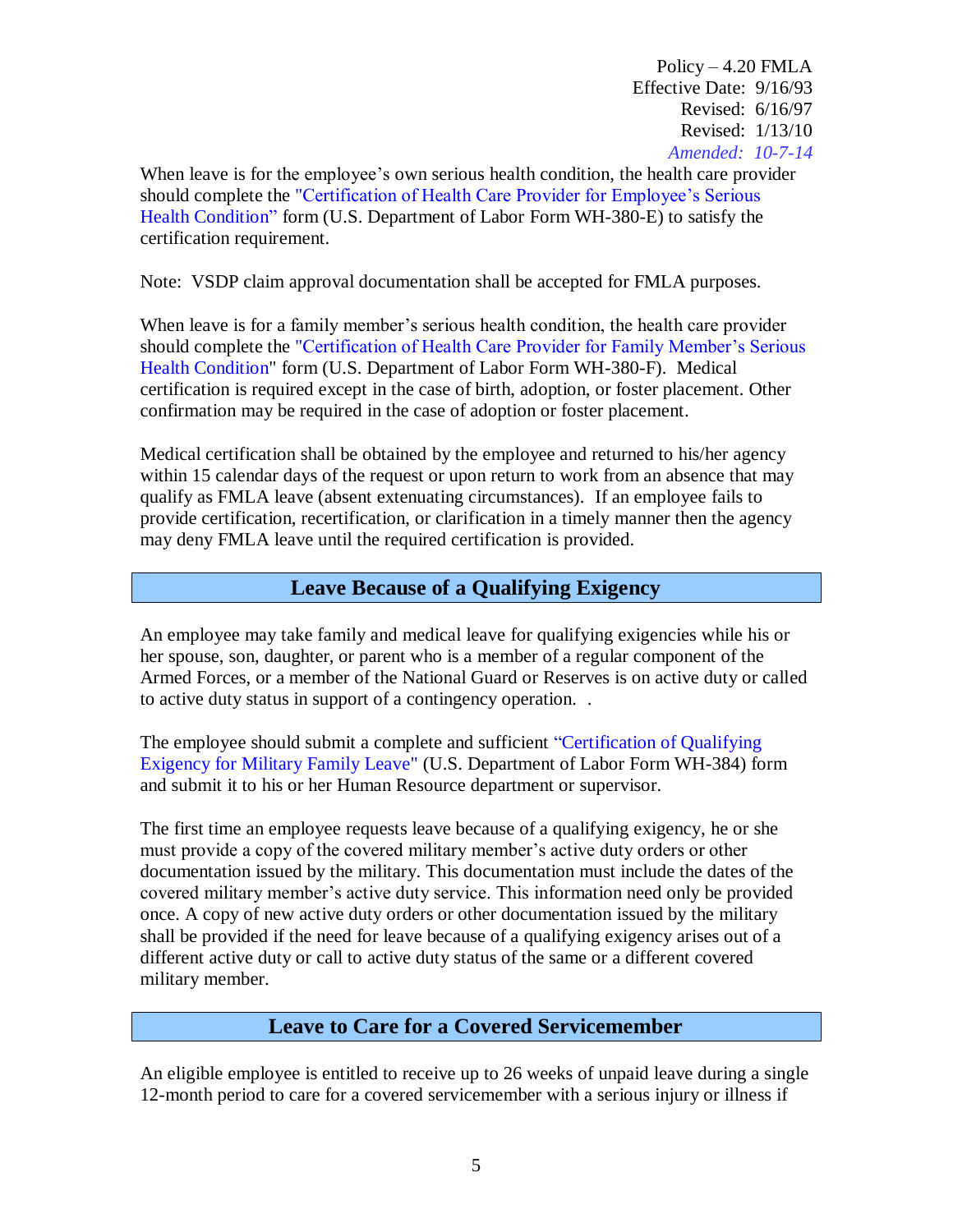When leave is for the employee's own serious health condition, the health care provider should complete the "Certification of Health Care Provider for Employee's Serious Health Condition" form (U.S. Department of Labor Form WH-380-E) to satisfy the certification requirement.

Note: VSDP claim approval documentation shall be accepted for FMLA purposes.

When leave is for a family member's serious health condition, the health care provider should complete the "Certification of Health Care Provider for Family Member's Serious Health Condition" form (U.S. Department of Labor Form WH-380-F). Medical certification is required except in the case of birth, adoption, or foster placement. Other confirmation may be required in the case of adoption or foster placement.

Medical certification shall be obtained by the employee and returned to his/her agency within 15 calendar days of the request or upon return to work from an absence that may qualify as FMLA leave (absent extenuating circumstances). If an employee fails to provide certification, recertification, or clarification in a timely manner then the agency may deny FMLA leave until the required certification is provided.

## Leave Because of a Qualifying Exigency

An employee may take family and medical leave for qualifying exigencies while his or her spouse, son, daughter, or parent who is a member of a regular component of the Armed Forces, or a member of the National Guard or Reserves is on active duty or called to active duty status in support of a contingency operation. .

The employee should submit a complete and sufficient "Certification of Qualifying Exigency for Military Family Leave" (U.S. Department of Labor Form WH-384) form and submit it to his or her Human Resource department or supervisor.

The first time an employee requests leave because of a qualifying exigency, he or she must provide a copy of the covered military member's active duty orders or other documentation issued by the military. This documentation must include the dates of the covered military member's active duty service. This information need only be provided once. A copy of new active duty orders or other documentation issued by the military shall be provided if the need for leave because of a qualifying exigency arises out of a different active duty or call to active duty status of the same or a different covered military member.

## Leave to Care for a Covered Servicemember

An eligible employee is entitled to receive up to 26 weeks of unpaid leave during a single 12-month period to care for a covered servicemember with a serious injury or illness if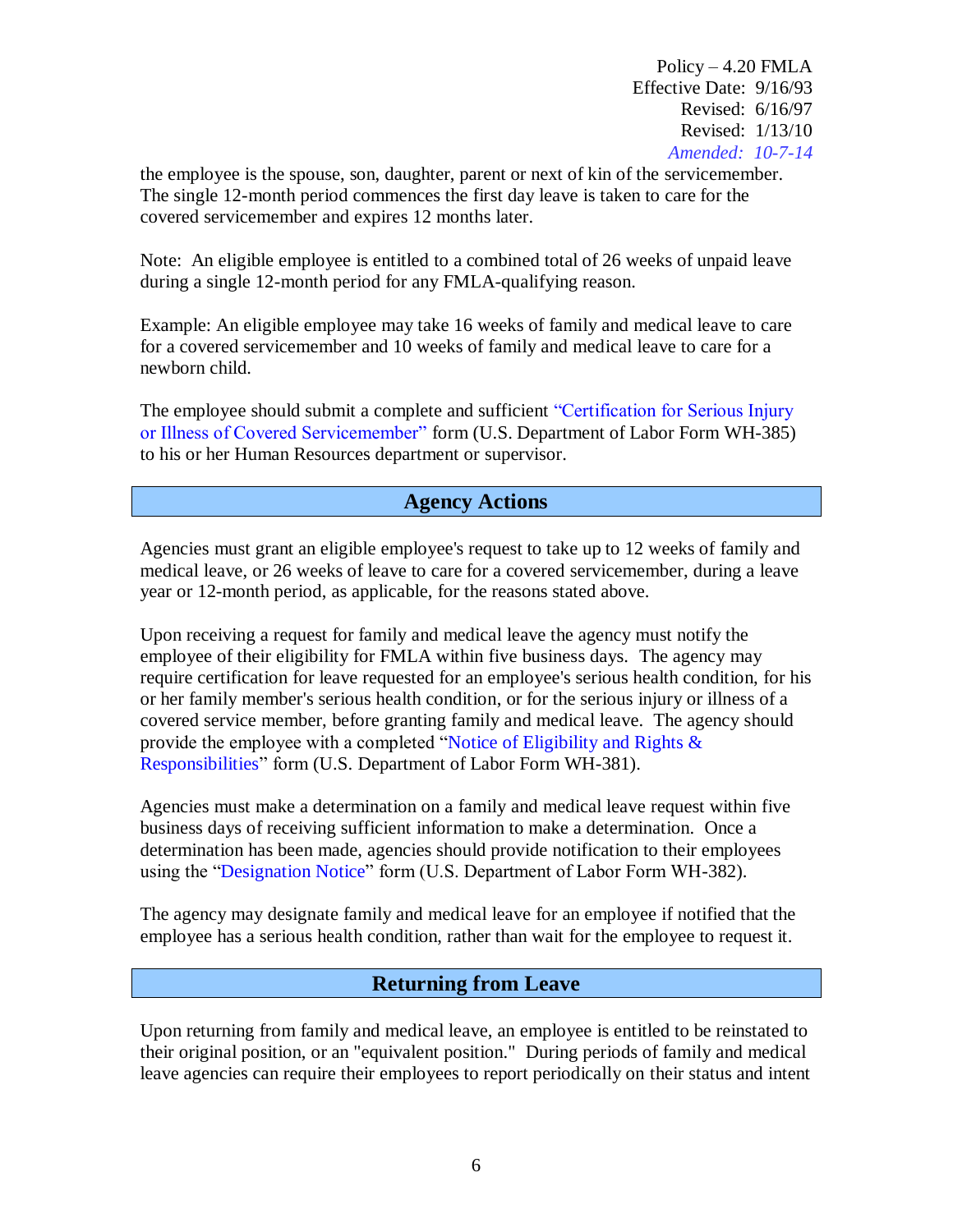the employee is the spouse, son, daughter, parent or next of kin of the servicemember. The single 12-month period commences the first day leave is taken to care for the covered servicemember and expires 12 months later.

Note: An eligible employee is entitled to a combined total of 26 weeks of unpaid leave during a single 12-month period for any FMLA-qualifying reason.

Example: An eligible employee may take 16 weeks of family and medical leave to care for a covered servicemember and 10 weeks of family and medical leave to care for a newborn child.

The employee should submit a complete and sufficient "Certification for Serious Injury or Illness of Covered Servicemember" form (U.S. Department of Labor Form WH-385) to his or her Human Resources department or supervisor.

## Agency Actions

Agencies must grant an eligible employee's request to take up to 12 weeks of family and medical leave, or 26 weeks of leave to care for a covered servicemember, during a leave year or 12-month period, as applicable, for the reasons stated above.

Upon receiving a request for family and medical leave the agency must notify the employee of their eligibility for FMLA within five business days. The agency may require certification for leave requested for an employee's serious health condition, for his or her family member's serious health condition, or for the serious injury or illness of a covered service member, before granting family and medical leave. The agency should provide the employee with a completed "Notice of Eligibility and Rights & Responsibilities" form (U.S. Department of Labor Form WH-381).

Agencies must make a determination on a family and medical leave request within five business days of receiving sufficient information to make a determination. Once a determination has been made, agencies should provide notification to their employees using the "Designation Notice" form (U.S. Department of Labor Form WH-382).

The agency may designate family and medical leave for an employee if notified that the employee has a serious health condition, rather than wait for the employee to request it.

## Returning from Leave

Upon returning from family and medical leave, an employee is entitled to be reinstated to their original position, or an "equivalent position." During periods of family and medical leave agencies can require their employees to report periodically on their status and intent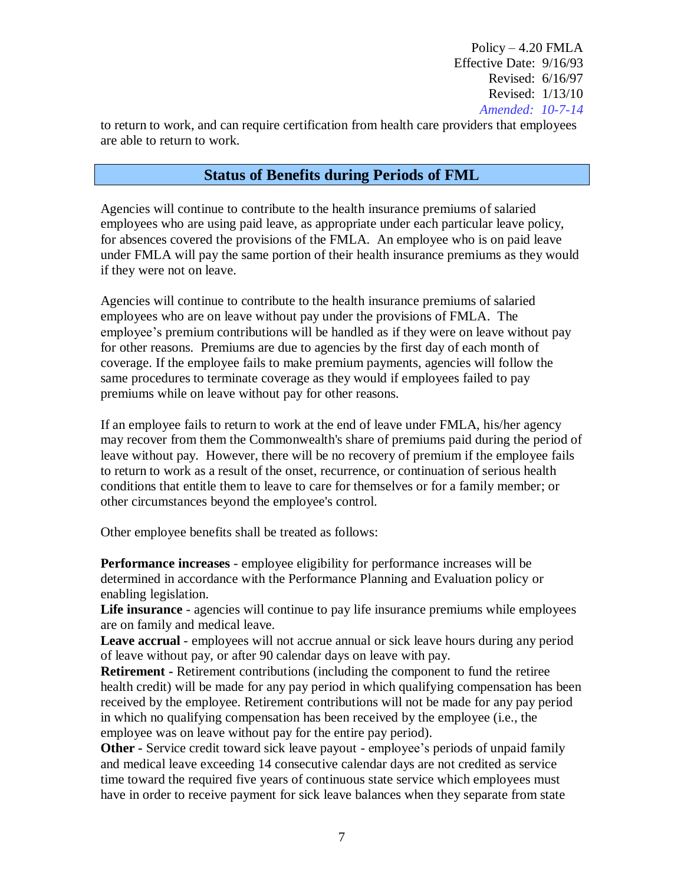to return to work, and can require certification from health care providers that employees are able to return to work.

## Status of Benefits during Periods of FML

Agencies will continue to contribute to the health insurance premiums of salaried employees who are using paid leave, as appropriate under each particular leave policy, for absences covered the provisions of the FMLA. An employee who is on paid leave under FMLA will pay the same portion of their health insurance premiums as they would if they were not on leave.

Agencies will continue to contribute to the health insurance premiums of salaried employees who are on leave without pay under the provisions of FMLA. The employee's premium contributions will be handled as if they were on leave without pay for other reasons. Premiums are due to agencies by the first day of each month of coverage. If the employee fails to make premium payments, agencies will follow the same procedures to terminate coverage as they would if employees failed to pay premiums while on leave without pay for other reasons.

If an employee fails to return to work at the end of leave under FMLA, his/her agency may recover from them the Commonwealth's share of premiums paid during the period of leave without pay. However, there will be no recovery of premium if the employee fails to return to work as a result of the onset, recurrence, or continuation of serious health conditions that entitle them to leave to care for themselves or for a family member; or other circumstances beyond the employee's control.

Other employee benefits shall be treated as follows:

**Performance increases** - employee eligibility for performance increases will be determined in accordance with the Performance Planning and Evaluation policy or enabling legislation.
**Life insurance** - agencies will continue to pay life insurance premiums while employees are on family and medical leave.
**Leave accrual** - employees will not accrue annual or sick leave hours during any period of leave without pay, or after 90 calendar days on leave with pay.
**Retirement -** Retirement contributions (including the component to fund the retiree health credit) will be made for any pay period in which qualifying compensation has been received by the employee. Retirement contributions will not be made for any pay period in which no qualifying compensation has been received by the employee (i.e., the employee was on leave without pay for the entire pay period).
**Other -** Service credit toward sick leave payout - employee's periods of unpaid family and medical leave exceeding 14 consecutive calendar days are not credited as service time toward the required five years of continuous state service which employees must have in order to receive payment for sick leave balances when they separate from state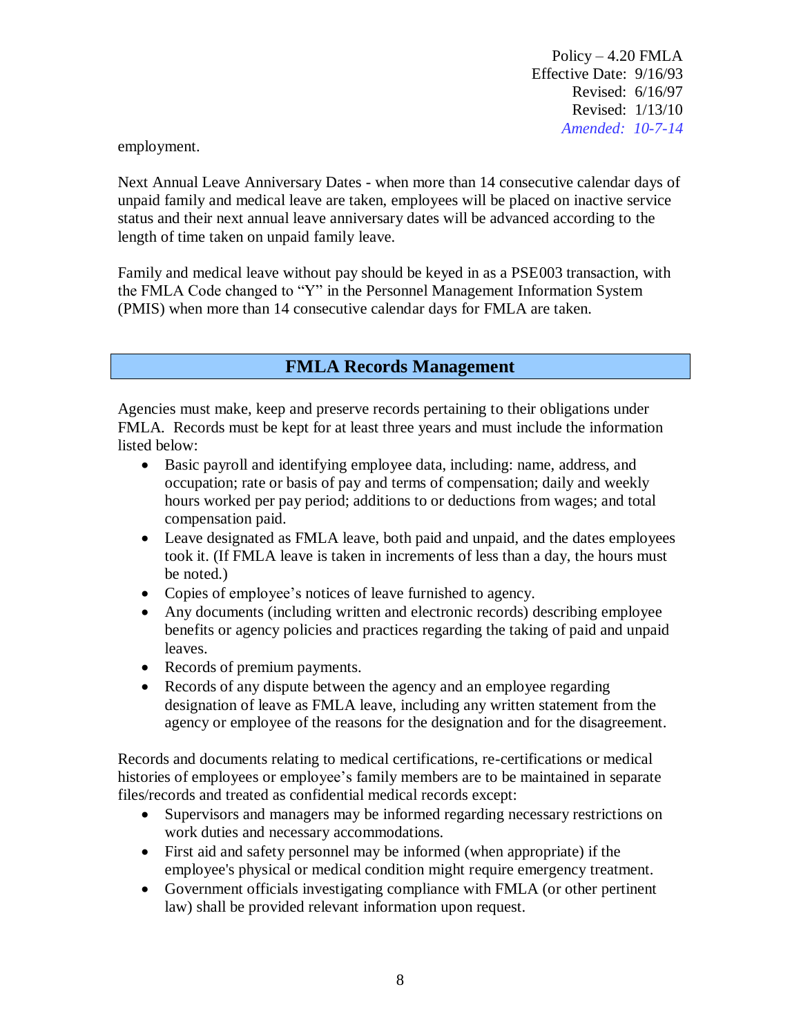employment.

Next Annual Leave Anniversary Dates - when more than 14 consecutive calendar days of unpaid family and medical leave are taken, employees will be placed on inactive service status and their next annual leave anniversary dates will be advanced according to the length of time taken on unpaid family leave.

Family and medical leave without pay should be keyed in as a PSE003 transaction, with the FMLA Code changed to "Y" in the Personnel Management Information System (PMIS) when more than 14 consecutive calendar days for FMLA are taken.

## FMLA Records Management

Agencies must make, keep and preserve records pertaining to their obligations under FMLA. Records must be kept for at least three years and must include the information listed below:

- Basic payroll and identifying employee data, including: name, address, and occupation; rate or basis of pay and terms of compensation; daily and weekly hours worked per pay period; additions to or deductions from wages; and total compensation paid.
- Leave designated as FMLA leave, both paid and unpaid, and the dates employees took it. (If FMLA leave is taken in increments of less than a day, the hours must be noted.)
- Copies of employee's notices of leave furnished to agency.
- Any documents (including written and electronic records) describing employee benefits or agency policies and practices regarding the taking of paid and unpaid leaves.
- Records of premium payments.
- Records of any dispute between the agency and an employee regarding designation of leave as FMLA leave, including any written statement from the agency or employee of the reasons for the designation and for the disagreement.

Records and documents relating to medical certifications, re-certifications or medical histories of employees or employee's family members are to be maintained in separate files/records and treated as confidential medical records except:

- Supervisors and managers may be informed regarding necessary restrictions on work duties and necessary accommodations.
- First aid and safety personnel may be informed (when appropriate) if the employee's physical or medical condition might require emergency treatment.
- Government officials investigating compliance with FMLA (or other pertinent law) shall be provided relevant information upon request.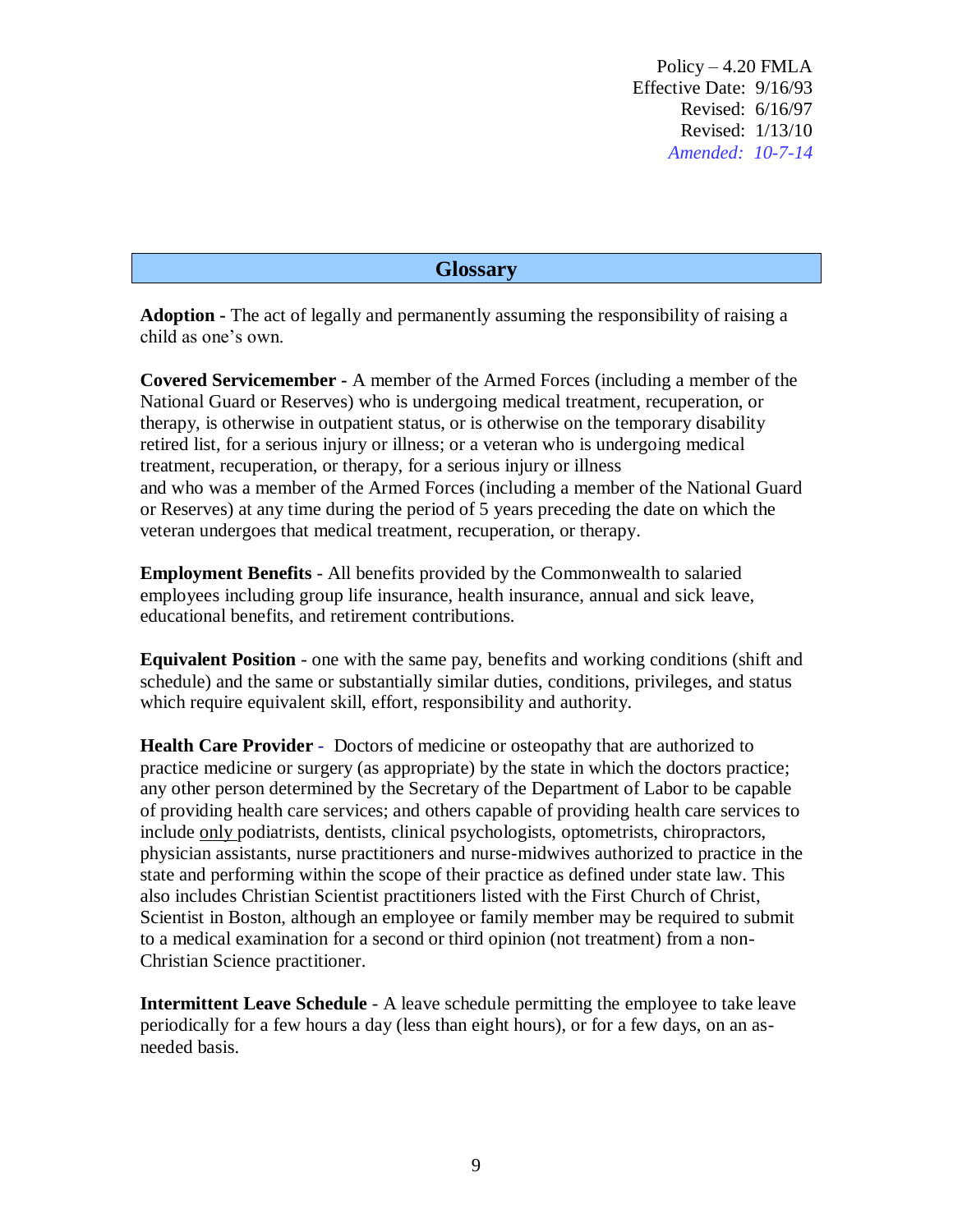Policy – 4.20 FMLA
Effective Date: 9/16/93
Revised: 6/16/97
Revised: 1/13/10
*Amended: 10-7-14*

## Glossary

**Adoption -** The act of legally and permanently assuming the responsibility of raising a child as one's own.

**Covered Servicemember -** A member of the Armed Forces (including a member of the National Guard or Reserves) who is undergoing medical treatment, recuperation, or therapy, is otherwise in outpatient status, or is otherwise on the temporary disability retired list, for a serious injury or illness; or a veteran who is undergoing medical treatment, recuperation, or therapy, for a serious injury or illness and who was a member of the Armed Forces (including a member of the National Guard or Reserves) at any time during the period of 5 years preceding the date on which the veteran undergoes that medical treatment, recuperation, or therapy.

**Employment Benefits** - All benefits provided by the Commonwealth to salaried employees including group life insurance, health insurance, annual and sick leave, educational benefits, and retirement contributions.

**Equivalent Position** - one with the same pay, benefits and working conditions (shift and schedule) and the same or substantially similar duties, conditions, privileges, and status which require equivalent skill, effort, responsibility and authority.

**Health Care Provider** - Doctors of medicine or osteopathy that are authorized to practice medicine or surgery (as appropriate) by the state in which the doctors practice; any other person determined by the Secretary of the Department of Labor to be capable of providing health care services; and others capable of providing health care services to include only podiatrists, dentists, clinical psychologists, optometrists, chiropractors, physician assistants, nurse practitioners and nurse-midwives authorized to practice in the state and performing within the scope of their practice as defined under state law. This also includes Christian Scientist practitioners listed with the First Church of Christ, Scientist in Boston, although an employee or family member may be required to submit to a medical examination for a second or third opinion (not treatment) from a non-Christian Science practitioner.

**Intermittent Leave Schedule** - A leave schedule permitting the employee to take leave periodically for a few hours a day (less than eight hours), or for a few days, on an as-needed basis.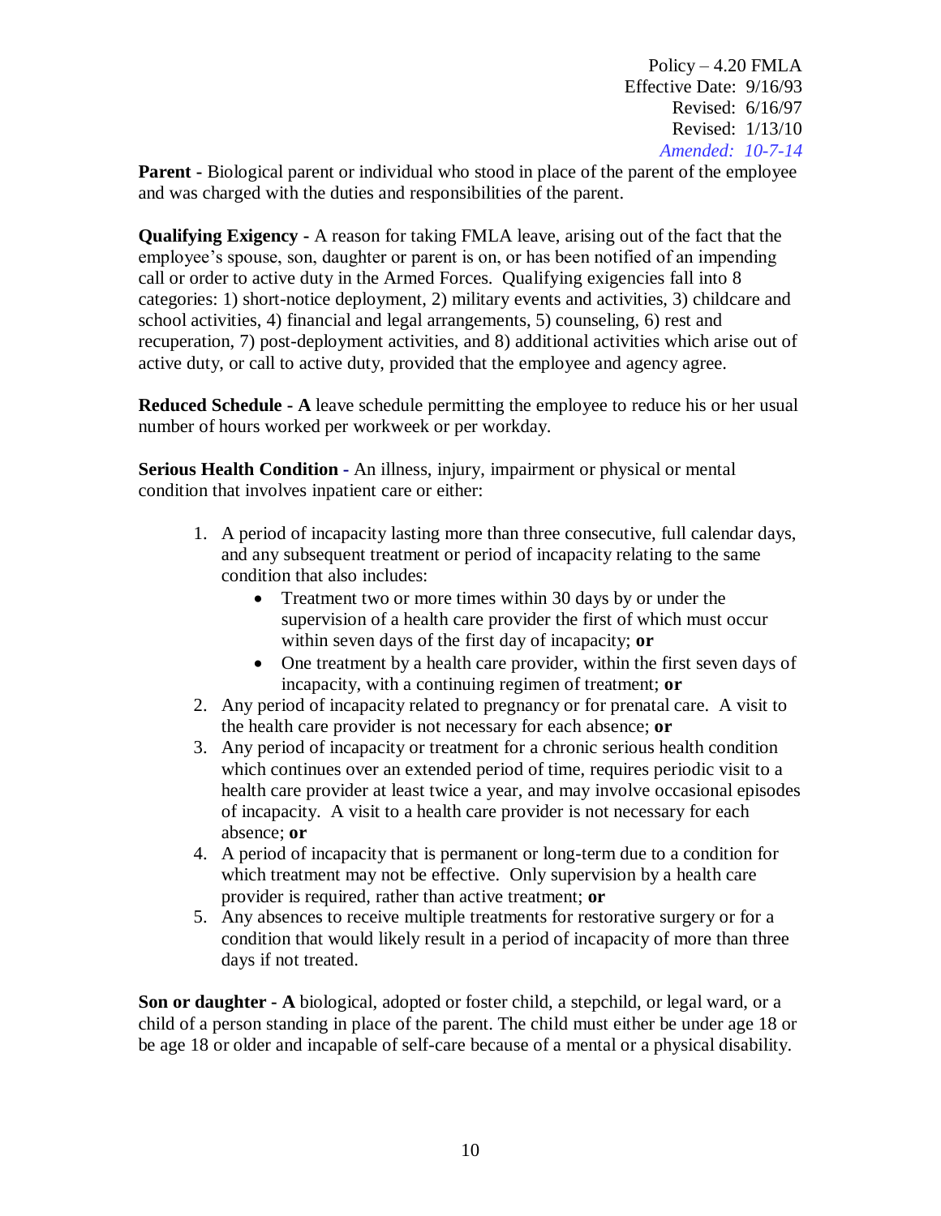Policy – 4.20 FMLA
Effective Date: 9/16/93
Revised: 6/16/97
Revised: 1/13/10
*Amended: 10-7-14*

**Parent -** Biological parent or individual who stood in place of the parent of the employee and was charged with the duties and responsibilities of the parent.

**Qualifying Exigency -** A reason for taking FMLA leave, arising out of the fact that the employee's spouse, son, daughter or parent is on, or has been notified of an impending call or order to active duty in the Armed Forces. Qualifying exigencies fall into 8 categories: 1) short-notice deployment, 2) military events and activities, 3) childcare and school activities, 4) financial and legal arrangements, 5) counseling, 6) rest and recuperation, 7) post-deployment activities, and 8) additional activities which arise out of active duty, or call to active duty, provided that the employee and agency agree.

**Reduced Schedule - A** leave schedule permitting the employee to reduce his or her usual number of hours worked per workweek or per workday.

**Serious Health Condition -** An illness, injury, impairment or physical or mental condition that involves inpatient care or either:

1. A period of incapacity lasting more than three consecutive, full calendar days, and any subsequent treatment or period of incapacity relating to the same condition that also includes:
   - Treatment two or more times within 30 days by or under the supervision of a health care provider the first of which must occur within seven days of the first day of incapacity; **or**
   - One treatment by a health care provider, within the first seven days of incapacity, with a continuing regimen of treatment; **or**
2. Any period of incapacity related to pregnancy or for prenatal care. A visit to the health care provider is not necessary for each absence; **or**
3. Any period of incapacity or treatment for a chronic serious health condition which continues over an extended period of time, requires periodic visit to a health care provider at least twice a year, and may involve occasional episodes of incapacity. A visit to a health care provider is not necessary for each absence; **or**
4. A period of incapacity that is permanent or long-term due to a condition for which treatment may not be effective. Only supervision by a health care provider is required, rather than active treatment; **or**
5. Any absences to receive multiple treatments for restorative surgery or for a condition that would likely result in a period of incapacity of more than three days if not treated.

**Son or daughter - A** biological, adopted or foster child, a stepchild, or legal ward, or a child of a person standing in place of the parent. The child must either be under age 18 or be age 18 or older and incapable of self-care because of a mental or a physical disability.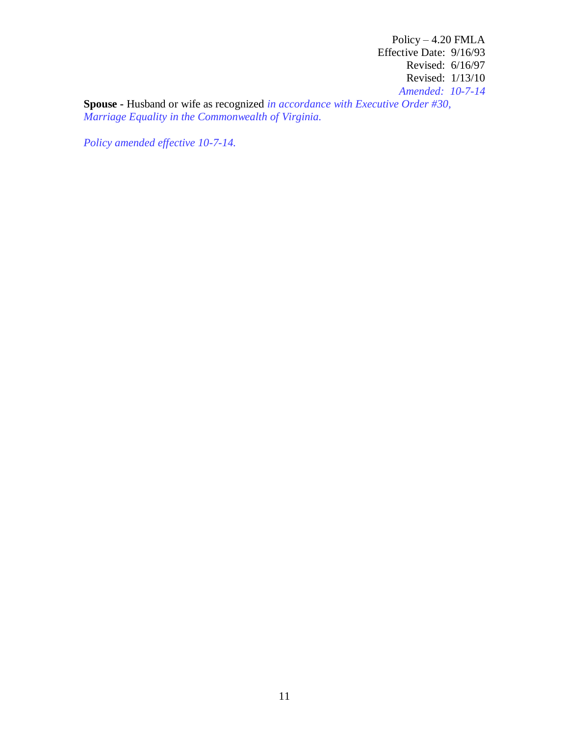Policy – 4.20 FMLA
Effective Date: 9/16/93
Revised: 6/16/97
Revised: 1/13/10
*Amended: 10-7-14*

**Spouse -** Husband or wife as recognized *in accordance with Executive Order #30, Marriage Equality in the Commonwealth of Virginia.*

*Policy amended effective 10-7-14.*